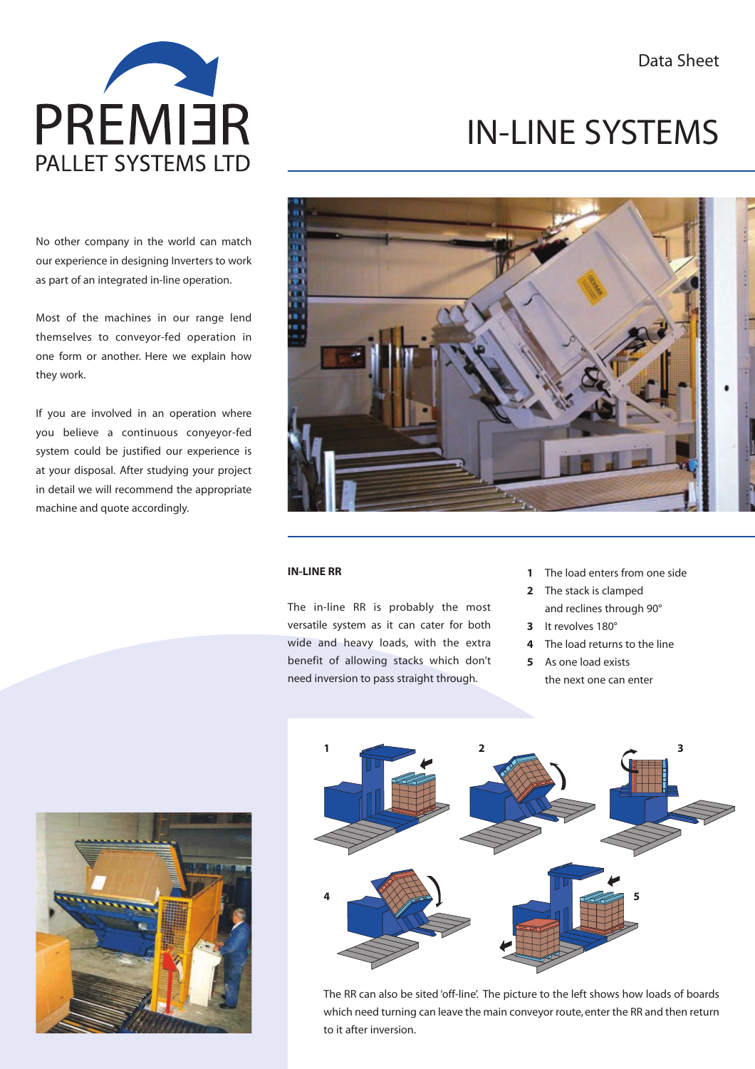Data Sheet

# IN-LINE SYSTEMS

No other company in the world can match our experience in designing Inverters to work as part of an integrated in-line operation.

Most of the machines in our range lend themselves to conveyor-fed operation in one form or another. Here we explain how they work.

If you are involved in an operation where you believe a continuous conyeyor-fed system could be justified our experience is at your disposal. After studying your project in detail we will recommend the appropriate machine and quote accordingly.

## IN-LINE RR

The in-line RR is probably the most versatile system as it can cater for both wide and heavy loads, with the extra benefit of allowing stacks which don't need inversion to pass straight through.

1. The load enters from one side
2. The stack is clamped and reclines through 90°
3. It revolves 180°
4. The load returns to the line
5. As one load exists the next one can enter

The RR can also be sited 'off-line'. The picture to the left shows how loads of boards which need turning can leave the main conveyor route, enter the RR and then return to it after inversion.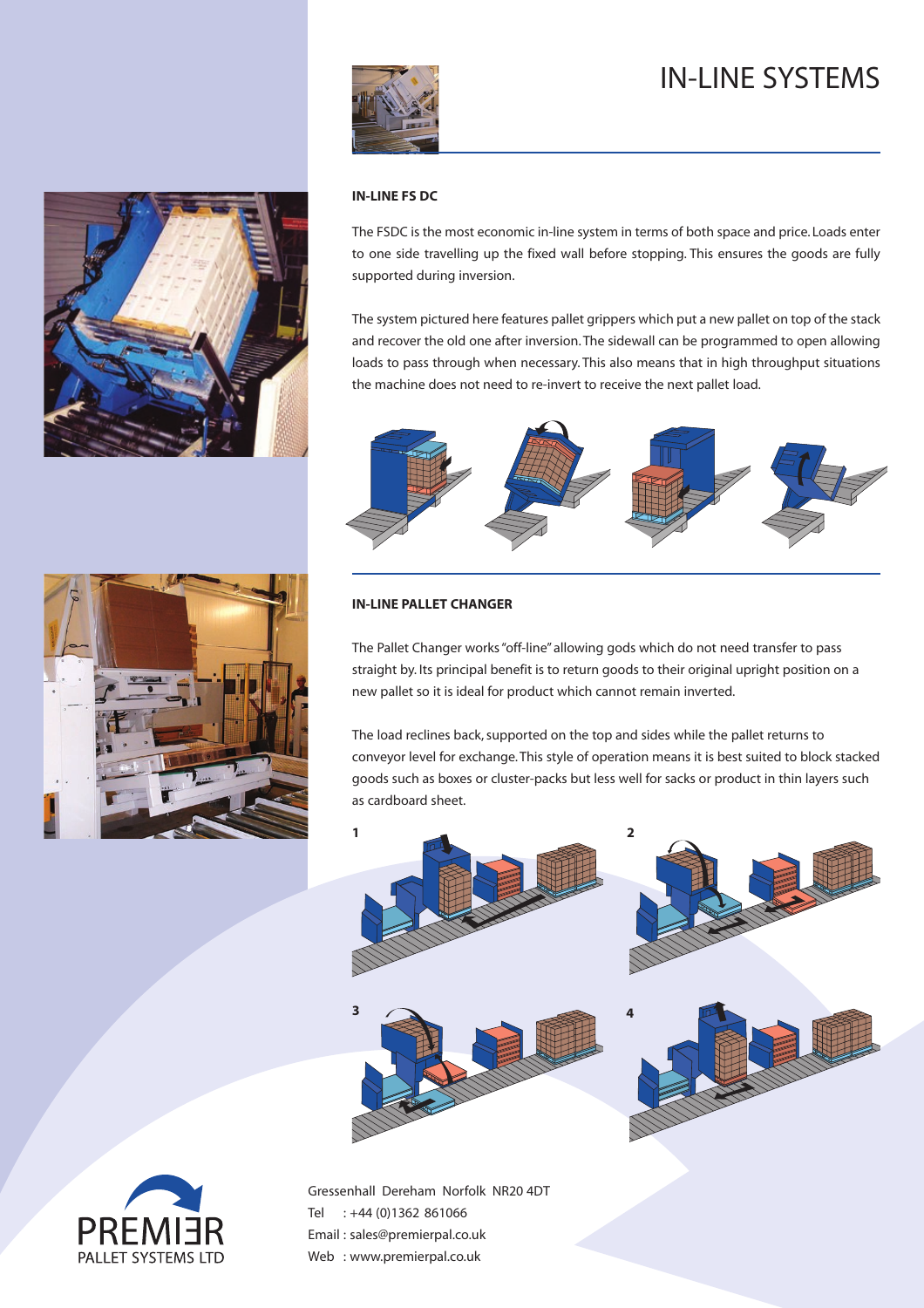# IN-LINE SYSTEMS

## IN-LINE FS DC

The FSDC is the most economic in-line system in terms of both space and price. Loads enter to one side travelling up the fixed wall before stopping. This ensures the goods are fully supported during inversion.

The system pictured here features pallet grippers which put a new pallet on top of the stack and recover the old one after inversion. The sidewall can be programmed to open allowing loads to pass through when necessary. This also means that in high throughput situations the machine does not need to re-invert to receive the next pallet load.

## IN-LINE PALLET CHANGER

The Pallet Changer works "off-line" allowing gods which do not need transfer to pass straight by. Its principal benefit is to return goods to their original upright position on a new pallet so it is ideal for product which cannot remain inverted.

The load reclines back, supported on the top and sides while the pallet returns to conveyor level for exchange. This style of operation means it is best suited to block stacked goods such as boxes or cluster-packs but less well for sacks or product in thin layers such as cardboard sheet.

1

2

3

4

PREMIER PALLET SYSTEMS LTD

Gressenhall Dereham Norfolk NR20 4DT
Tel : +44 (0)1362 861066
Email : sales@premierpal.co.uk
Web : www.premierpal.co.uk